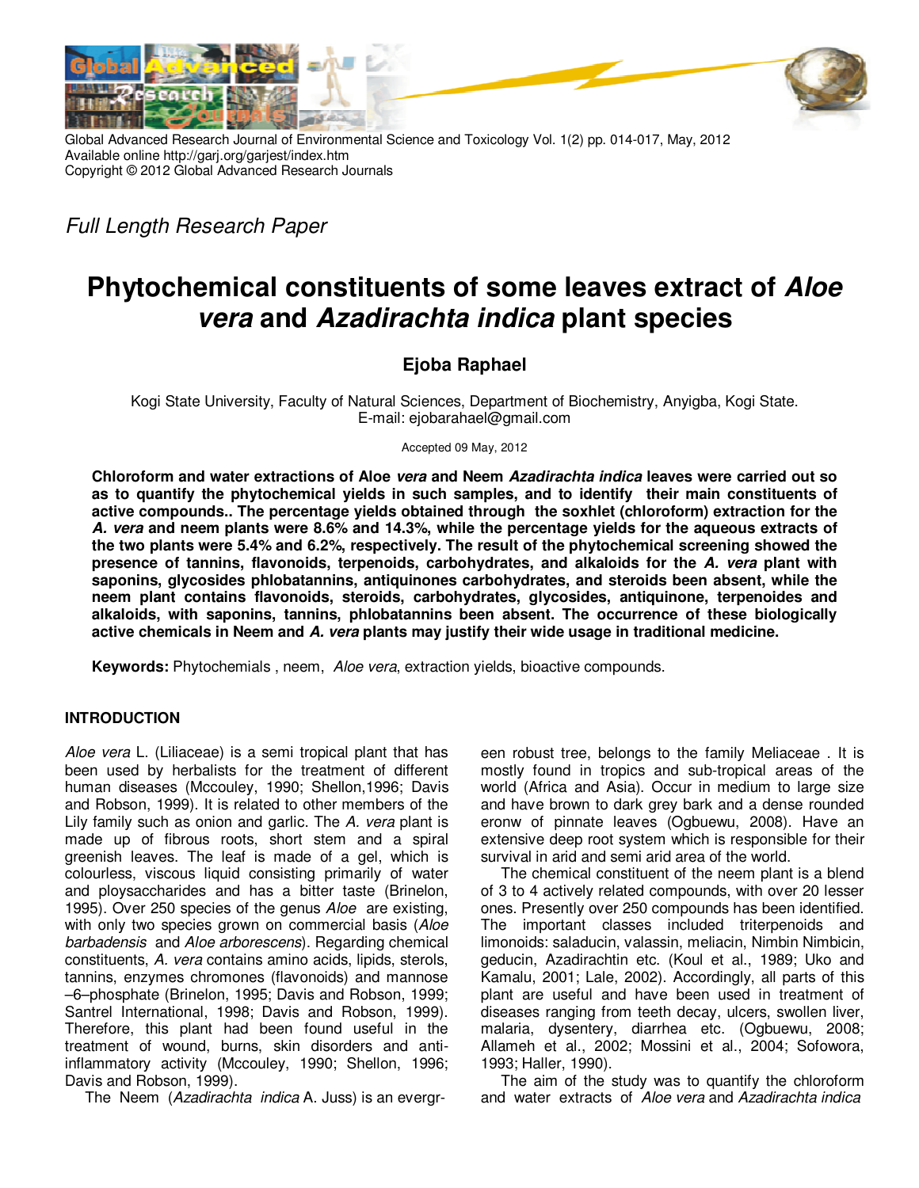Full Length Research Paper

# Phytochemical constituents of some leaves extract of *Aloe vera* and *Azadirachta indica* plant species

**Ejoba Raphael**

Kogi State University, Faculty of Natural Sciences, Department of Biochemistry, Anyigba, Kogi State.
E-mail: ejobarahael@gmail.com

Accepted 09 May, 2012

**Chloroform and water extractions of Aloe *vera* and Neem *Azadirachta indica* leaves were carried out so as to quantify the phytochemical yields in such samples, and to identify their main constituents of active compounds.. The percentage yields obtained through the soxhlet (chloroform) extraction for the *A. vera* and neem plants were 8.6% and 14.3%, while the percentage yields for the aqueous extracts of the two plants were 5.4% and 6.2%, respectively. The result of the phytochemical screening showed the presence of tannins, flavonoids, terpenoids, carbohydrates, and alkaloids for the *A. vera* plant with saponins, glycosides phlobatannins, antiquinones carbohydrates, and steroids been absent, while the neem plant contains flavonoids, steroids, carbohydrates, glycosides, antiquinone, terpenoides and alkaloids, with saponins, tannins, phlobatannins been absent. The occurrence of these biologically active chemicals in Neem and *A. vera* plants may justify their wide usage in traditional medicine.**

**Keywords:** Phytochemials , neem, *Aloe vera*, extraction yields, bioactive compounds.

## INTRODUCTION

*Aloe vera* L. (Liliaceae) is a semi tropical plant that has been used by herbalists for the treatment of different human diseases (Mccouley, 1990; Shellon,1996; Davis and Robson, 1999). It is related to other members of the Lily family such as onion and garlic. The *A. vera* plant is made up of fibrous roots, short stem and a spiral greenish leaves. The leaf is made of a gel, which is colourless, viscous liquid consisting primarily of water and ploysaccharides and has a bitter taste (Brinelon, 1995). Over 250 species of the genus *Aloe* are existing, with only two species grown on commercial basis (*Aloe barbadensis* and *Aloe arborescens*). Regarding chemical constituents, *A. vera* contains amino acids, lipids, sterols, tannins, enzymes chromones (flavonoids) and mannose –6–phosphate (Brinelon, 1995; Davis and Robson, 1999; Santrel International, 1998; Davis and Robson, 1999). Therefore, this plant had been found useful in the treatment of wound, burns, skin disorders and anti-inflammatory activity (Mccouley, 1990; Shellon, 1996; Davis and Robson, 1999).

The Neem (*Azadirachta indica* A. Juss) is an evergreen robust tree, belongs to the family Meliaceae . It is mostly found in tropics and sub-tropical areas of the world (Africa and Asia). Occur in medium to large size and have brown to dark grey bark and a dense rounded eronw of pinnate leaves (Ogbuewu, 2008). Have an extensive deep root system which is responsible for their survival in arid and semi arid area of the world.

The chemical constituent of the neem plant is a blend of 3 to 4 actively related compounds, with over 20 lesser ones. Presently over 250 compounds has been identified. The important classes included triterpenoids and limonoids: saladucin, valassin, meliacin, Nimbin Nimbicin, geducin, Azadirachtin etc. (Koul et al., 1989; Uko and Kamalu, 2001; Lale, 2002). Accordingly, all parts of this plant are useful and have been used in treatment of diseases ranging from teeth decay, ulcers, swollen liver, malaria, dysentery, diarrhea etc. (Ogbuewu, 2008; Allameh et al., 2002; Mossini et al., 2004; Sofowora, 1993; Haller, 1990).

The aim of the study was to quantify the chloroform and water extracts of *Aloe vera* and *Azadirachta indica*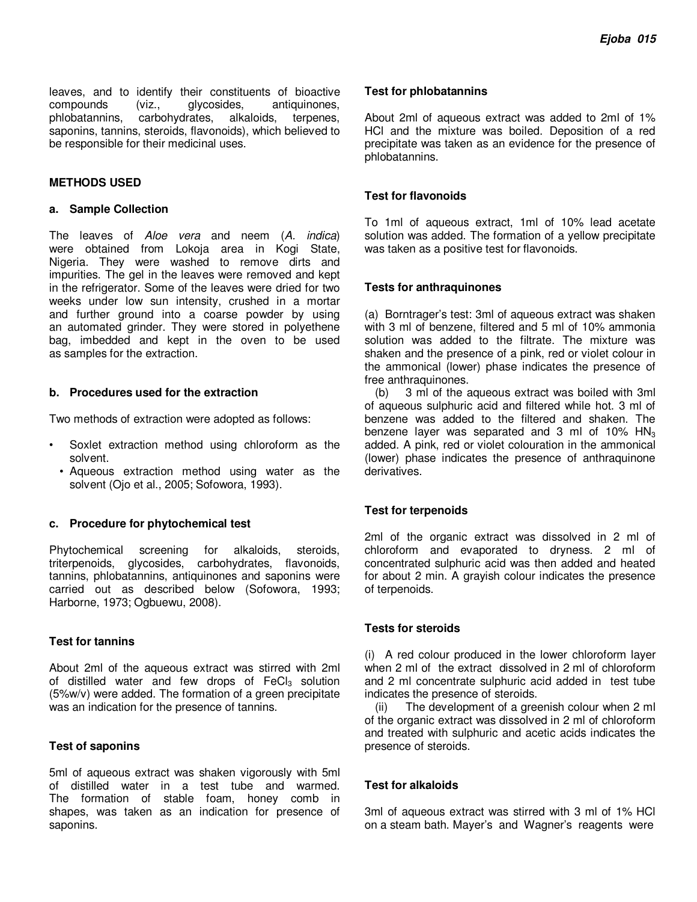leaves, and to identify their constituents of bioactive compounds (viz., glycosides, antiquinones, phlobatannins, carbohydrates, alkaloids, terpenes, saponins, tannins, steroids, flavonoids), which believed to be responsible for their medicinal uses.

## METHODS USED

### a. Sample Collection

The leaves of *Aloe vera* and neem (*A. indica*) were obtained from Lokoja area in Kogi State, Nigeria. They were washed to remove dirts and impurities. The gel in the leaves were removed and kept in the refrigerator. Some of the leaves were dried for two weeks under low sun intensity, crushed in a mortar and further ground into a coarse powder by using an automated grinder. They were stored in polyethene bag, imbedded and kept in the oven to be used as samples for the extraction.

### b. Procedures used for the extraction

Two methods of extraction were adopted as follows:

- Soxlet extraction method using chloroform as the solvent.
- Aqueous extraction method using water as the solvent (Ojo et al., 2005; Sofowora, 1993).

### c. Procedure for phytochemical test

Phytochemical screening for alkaloids, steroids, triterpenoids, glycosides, carbohydrates, flavonoids, tannins, phlobatannins, antiquinones and saponins were carried out as described below (Sofowora, 1993; Harborne, 1973; Ogbuewu, 2008).

### Test for tannins

About 2ml of the aqueous extract was stirred with 2ml of distilled water and few drops of $FeCl_3$ solution (5%w/v) were added. The formation of a green precipitate was an indication for the presence of tannins.

### Test of saponins

5ml of aqueous extract was shaken vigorously with 5ml of distilled water in a test tube and warmed. The formation of stable foam, honey comb in shapes, was taken as an indication for presence of saponins.

### Test for phlobatannins

About 2ml of aqueous extract was added to 2ml of 1% HCl and the mixture was boiled. Deposition of a red precipitate was taken as an evidence for the presence of phlobatannins.

### Test for flavonoids

To 1ml of aqueous extract, 1ml of 10% lead acetate solution was added. The formation of a yellow precipitate was taken as a positive test for flavonoids.

### Tests for anthraquinones

(a) Borntrager's test: 3ml of aqueous extract was shaken with 3 ml of benzene, filtered and 5 ml of 10% ammonia solution was added to the filtrate. The mixture was shaken and the presence of a pink, red or violet colour in the ammonical (lower) phase indicates the presence of free anthraquinones.

(b) 3 ml of the aqueous extract was boiled with 3ml of aqueous sulphuric acid and filtered while hot. 3 ml of benzene was added to the filtered and shaken. The benzene layer was separated and 3 ml of 10% $HN_3$ added. A pink, red or violet colouration in the ammonical (lower) phase indicates the presence of anthraquinone derivatives.

### Test for terpenoids

2ml of the organic extract was dissolved in 2 ml of chloroform and evaporated to dryness. 2 ml of concentrated sulphuric acid was then added and heated for about 2 min. A grayish colour indicates the presence of terpenoids.

### Tests for steroids

(i) A red colour produced in the lower chloroform layer when 2 ml of the extract dissolved in 2 ml of chloroform and 2 ml concentrate sulphuric acid added in test tube indicates the presence of steroids.

(ii) The development of a greenish colour when 2 ml of the organic extract was dissolved in 2 ml of chloroform and treated with sulphuric and acetic acids indicates the presence of steroids.

### Test for alkaloids

3ml of aqueous extract was stirred with 3 ml of 1% HCl on a steam bath. Mayer's and Wagner's reagents were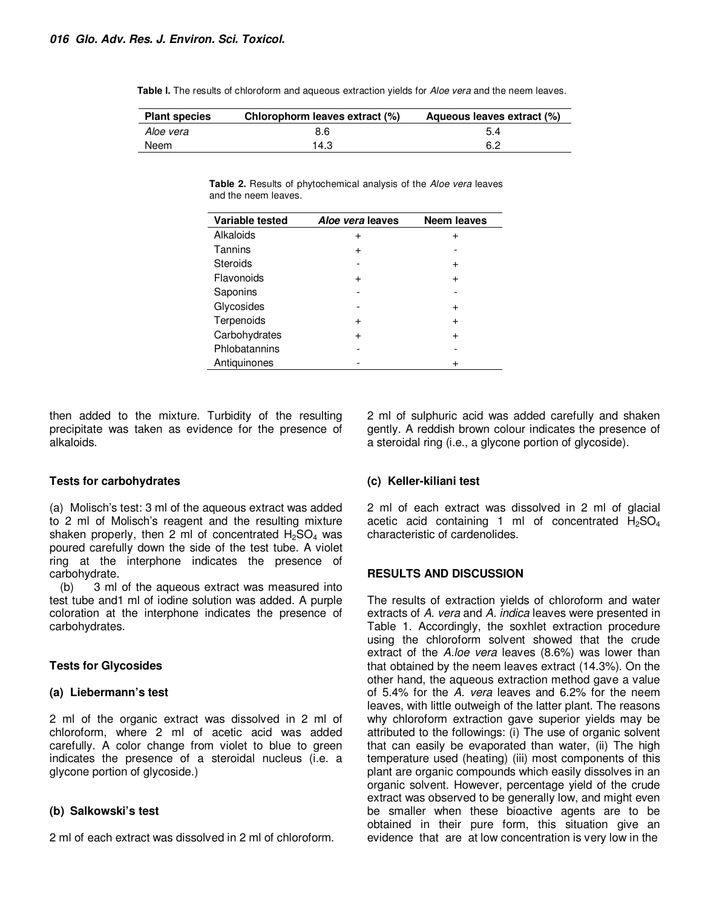**Table I.** The results of chloroform and aqueous extraction yields for *Aloe vera* and the neem leaves.

| Plant species | Chlorophorm leaves extract (%) | Aqueous leaves extract (%) |
|---|---|---|
| *Aloe vera* | 8.6 | 5.4 |
| Neem | 14.3 | 6.2 |

**Table 2.** Results of phytochemical analysis of the *Aloe vera* leaves and the neem leaves.

| Variable tested | *Aloe vera* leaves | Neem leaves |
|---|---|---|
| Alkaloids | + | + |
| Tannins | + | - |
| Steroids | - | + |
| Flavonoids | + | + |
| Saponins | - | - |
| Glycosides | - | + |
| Terpenoids | + | + |
| Carbohydrates | + | + |
| Phlobatannins | - | - |
| Antiquinones | - | + |

then added to the mixture. Turbidity of the resulting precipitate was taken as evidence for the presence of alkaloids.

**Tests for carbohydrates**

(a) Molisch's test: 3 ml of the aqueous extract was added to 2 ml of Molisch's reagent and the resulting mixture shaken properly, then 2 ml of concentrated $H_2SO_4$ was poured carefully down the side of the test tube. A violet ring at the interphone indicates the presence of carbohydrate.

(b) 3 ml of the aqueous extract was measured into test tube and1 ml of iodine solution was added. A purple coloration at the interphone indicates the presence of carbohydrates.

**Tests for Glycosides**

**(a) Liebermann's test**

2 ml of the organic extract was dissolved in 2 ml of chloroform, where 2 ml of acetic acid was added carefully. A color change from violet to blue to green indicates the presence of a steroidal nucleus (i.e. a glycone portion of glycoside.)

**(b) Salkowski's test**

2 ml of each extract was dissolved in 2 ml of chloroform. 2 ml of sulphuric acid was added carefully and shaken gently. A reddish brown colour indicates the presence of a steroidal ring (i.e., a glycone portion of glycoside).

**(c) Keller-kiliani test**

2 ml of each extract was dissolved in 2 ml of glacial acetic acid containing 1 ml of concentrated $H_2SO_4$ characteristic of cardenolides.

**RESULTS AND DISCUSSION**

The results of extraction yields of chloroform and water extracts of *A. vera* and *A. indica* leaves were presented in Table 1. Accordingly, the soxhlet extraction procedure using the chloroform solvent showed that the crude extract of the *A.loe vera* leaves (8.6%) was lower than that obtained by the neem leaves extract (14.3%). On the other hand, the aqueous extraction method gave a value of 5.4% for the *A. vera* leaves and 6.2% for the neem leaves, with little outweigh of the latter plant. The reasons why chloroform extraction gave superior yields may be attributed to the followings: (i) The use of organic solvent that can easily be evaporated than water, (ii) The high temperature used (heating) (iii) most components of this plant are organic compounds which easily dissolves in an organic solvent. However, percentage yield of the crude extract was observed to be generally low, and might even be smaller when these bioactive agents are to be obtained in their pure form, this situation give an evidence that are at low concentration is very low in the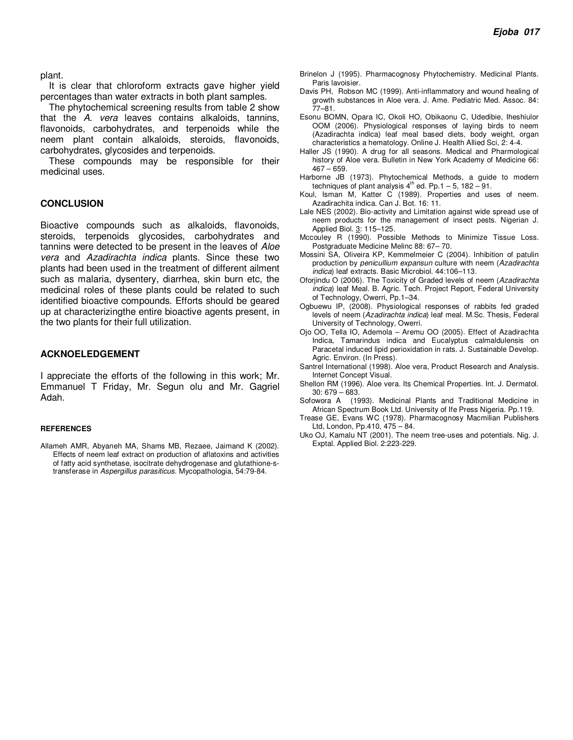plant.

It is clear that chloroform extracts gave higher yield percentages than water extracts in both plant samples.

The phytochemical screening results from table 2 show that the *A. vera* leaves contains alkaloids, tannins, flavonoids, carbohydrates, and terpenoids while the neem plant contain alkaloids, steroids, flavonoids, carbohydrates, glycosides and terpenoids.

These compounds may be responsible for their medicinal uses.

## CONCLUSION

Bioactive compounds such as alkaloids, flavonoids, steroids, terpenoids glycosides, carbohydrates and tannins were detected to be present in the leaves of *Aloe vera* and *Azadirachta indica* plants. Since these two plants had been used in the treatment of different ailment such as malaria, dysentery, diarrhea, skin burn etc, the medicinal roles of these plants could be related to such identified bioactive compounds. Efforts should be geared up at characterizingthe entire bioactive agents present, in the two plants for their full utilization.

## ACKNOELEDGEMENT

I appreciate the efforts of the following in this work; Mr. Emmanuel T Friday, Mr. Segun olu and Mr. Gagriel Adah.

### REFERENCES

Allameh AMR, Abyaneh MA, Shams MB, Rezaee, Jaimand K (2002). Effects of neem leaf extract on production of aflatoxins and activities of fatty acid synthetase, isocitrate dehydrogenase and glutathione-s-transferase in *Aspergillus parasiticus*. Mycopathologia, 54:79-84.

Brinelon J (1995). Pharmacognosy Phytochemistry. Medicinal Plants. Paris lavoisier.

Davis PH, Robson MC (1999). Anti-inflammatory and wound healing of growth substances in Aloe vera. J. Ame. Pediatric Med. Assoc. 84: 77–81.

Esonu BOMN, Opara IC, Okoli HO, Obikaonu C, Udedibie, Iheshiulor OOM (2006). Physiological responses of laying birds to neem (Azadirachta indica) leaf meal based diets, body weight, organ characteristics a hematology. Online J. Health Allied Sci, 2: 4-4.

Haller JS (1990). A drug for all seasons. Medical and Pharmological history of Aloe vera. Bulletin in New York Academy of Medicine 66: 467 – 659.

Harborne JB (1973). Phytochemical Methods, a guide to modern techniques of plant analysis 4th ed. Pp.1 – 5, 182 – 91.

Koul, Isman M, Katter C (1989). Properties and uses of neem. Azadirachita indica. Can J. Bot. 16: 11.

Lale NES (2002). Bio-activity and Limitation against wide spread use of neem products for the management of insect pests. Nigerian J. Applied Biol. 3: 115–125.

Mccouley R (1990). Possible Methods to Minimize Tissue Loss. Postgraduate Medicine Melinc 88: 67– 70.

Mossini SA, Oliveira KP, Kemmelmeier C (2004). Inhibition of patulin production by *penicullium expansun* culture with neem (*Azadirachta indica*) leaf extracts. Basic Microbiol. 44:106–113.

Oforjindu O (2006). The Toxicity of Graded levels of neem (*Azadirachta indica*) leaf Meal. B. Agric. Tech. Project Report, Federal University of Technology, Owerri, Pp.1–34.

Ogbuewu IP, (2008). Physiological responses of rabbits fed graded levels of neem (*Azadirachta indica*) leaf meal. M.Sc. Thesis, Federal University of Technology, Owerri.

Ojo OO, Tella IO, Ademola – Aremu OO (2005). Effect of Azadirachta Indica, Tamarindus indica and Eucalyptus calmaldulensis on Paracetal induced lipid perioxidation in rats. J. Sustainable Develop. Agric. Environ. (In Press).

Santrel International (1998). Aloe vera, Product Research and Analysis. Internet Concept Visual.

Shellon RM (1996). Aloe vera. Its Chemical Properties. Int. J. Dermatol. 30: 679 – 683.

Sofowora A (1993). Medicinal Plants and Traditional Medicine in African Spectrum Book Ltd. University of Ife Press Nigeria. Pp.119.

Trease GE, Evans WC (1978). Pharmacognosy Macmilian Publishers Ltd, London, Pp.410, 475 – 84.

Uko OJ, Kamalu NT (2001). The neem tree-uses and potentials. Nig. J. Exptal. Applied Biol. 2:223-229.